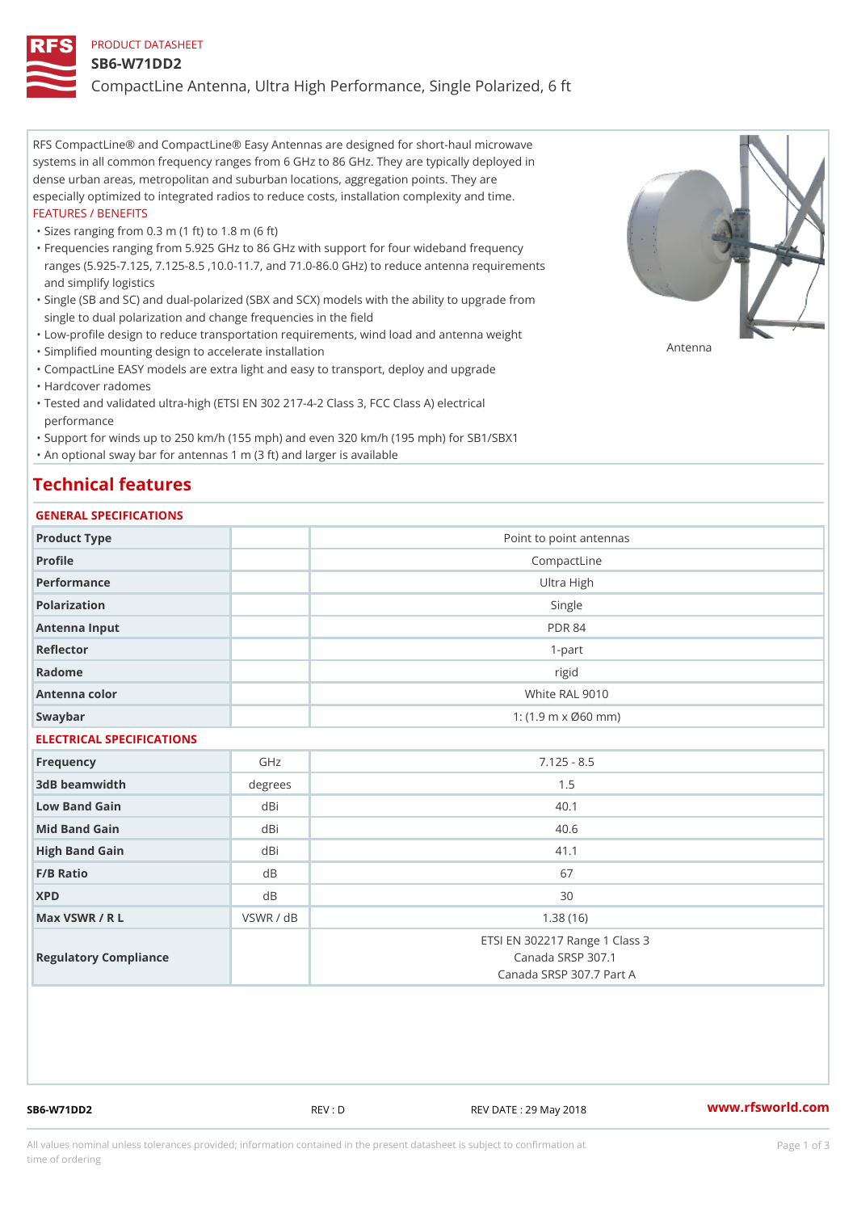PRODUCT DATASHEET

# SB6-W71DD2

CompactLine Antenna, Ultra High Performance, Single Polarized, 6 ft

RFS CompactLine® and CompactLine® Easy Antennas are designed for short-haul microwave systems in all common frequency ranges from 6 GHz to 86 GHz. They are typically deployed in dense urban areas, metropolitan and suburban locations, aggregation points. They are especially optimized to integrated radios to reduce costs, installation complexity and time.

FEATURES / BENEFITS

- Sizes ranging from 0.3 m (1 ft) to 1.8 m (6 ft)
- Frequencies ranging from 5.925 GHz to 86 GHz with support for four wideband frequency ranges (5.925-7.125, 7.125-8.5 ,10.0-11.7, and 71.0-86.0 GHz) to reduce antenna requirements and simplify logistics
- Single (SB and SC) and dual-polarized (SBX and SCX) models with the ability to upgrade from single to dual polarization and change frequencies in the field
- Low-profile design to reduce transportation requirements, wind load and antenna weight
- Simplified mounting design to accelerate installation
- CompactLine EASY models are extra light and easy to transport, deploy and upgrade
- Hardcover radomes
- Tested and validated ultra-high (ETSI EN 302 217-4-2 Class 3, FCC Class A) electrical performance
- Support for winds up to 250 km/h (155 mph) and even 320 km/h (195 mph) for SB1/SBX1
- An optional sway bar for antennas 1 m (3 ft) and larger is available

Antenna

## Technical features

### GENERAL SPECIFICATIONS

| | | |
|---|---|---|
| Product Type | | Point to point antennas |
| Profile | | CompactLine |
| Performance | | Ultra High |
| Polarization | | Single |
| Antenna Input | | PDR 84 |
| Reflector | | 1-part |
| Radome | | rigid |
| Antenna color | | White RAL 9010 |
| Swaybar | | 1: (1.9 m x Ø60 mm) |

### ELECTRICAL SPECIFICATIONS

| | | |
|---|---|---|
| Frequency | GHz | 7.125 - 8.5 |
| 3dB beamwidth | degrees | 1.5 |
| Low Band Gain | dBi | 40.1 |
| Mid Band Gain | dBi | 40.6 |
| High Band Gain | dBi | 41.1 |
| F/B Ratio | dB | 67 |
| XPD | dB | 30 |
| Max VSWR / R L | VSWR / dB | 1.38 (16) |
| Regulatory Compliance | | ETSI EN 302217 Range 1 Class 3<br>Canada SRSP 307.1<br>Canada SRSP 307.7 Part A |

SB6-W71DD2 REV : D REV DATE : 29 May 2018 www.rfsworld.com

All values nominal unless tolerances provided; information contained in the present datasheet is subject to confirmation at time of ordering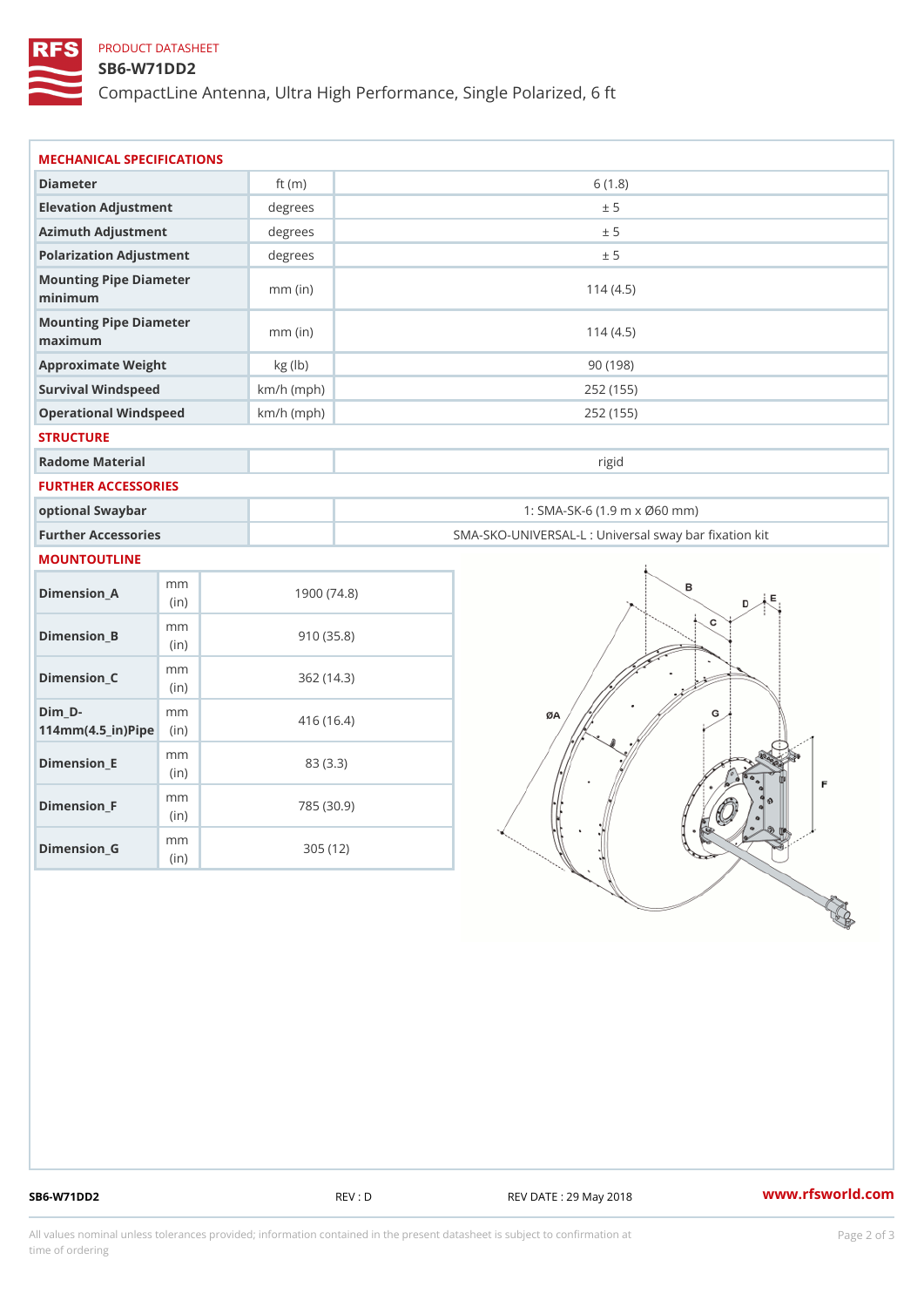PRODUCT DATASHEET

## SB6-W71DD2

CompactLine Antenna, Ultra High Performance, Single Polarized, 6 ft

### MECHANICAL SPECIFICATIONS

| | | |
|---|---|---|
| Diameter | ft (m) | 6 (1.8) |
| Elevation Adjustment | degrees | ± 5 |
| Azimuth Adjustment | degrees | ± 5 |
| Polarization Adjustment | degrees | ± 5 |
| Mounting Pipe Diameter minimum | mm (in) | 114 (4.5) |
| Mounting Pipe Diameter maximum | mm (in) | 114 (4.5) |
| Approximate Weight | kg (lb) | 90 (198) |
| Survival Windspeed | km/h (mph) | 252 (155) |
| Operational Windspeed | km/h (mph) | 252 (155) |

### STRUCTURE

| | | |
|---|---|---|
| Radome Material | | rigid |

### FURTHER ACCESSORIES

| | | |
|---|---|---|
| optional Swaybar | | 1: SMA-SK-6 (1.9 m x Ø60 mm) |
| Further Accessories | | SMA-SKO-UNIVERSAL-L : Universal sway bar fixation kit |

### MOUNTOUTLINE

| | | |
|---|---|---|
| Dimension_A | mm (in) | 1900 (74.8) |
| Dimension_B | mm (in) | 910 (35.8) |
| Dimension_C | mm (in) | 362 (14.3) |
| Dim_D-114mm(4.5_in)Pipe | mm (in) | 416 (16.4) |
| Dimension_E | mm (in) | 83 (3.3) |
| Dimension_F | mm (in) | 785 (30.9) |
| Dimension_G | mm (in) | 305 (12) |

SB6-W71DD2 REV : D REV DATE : 29 May 2018 www.rfsworld.com

All values nominal unless tolerances provided; information contained in the present datasheet is subject to confirmation at time of ordering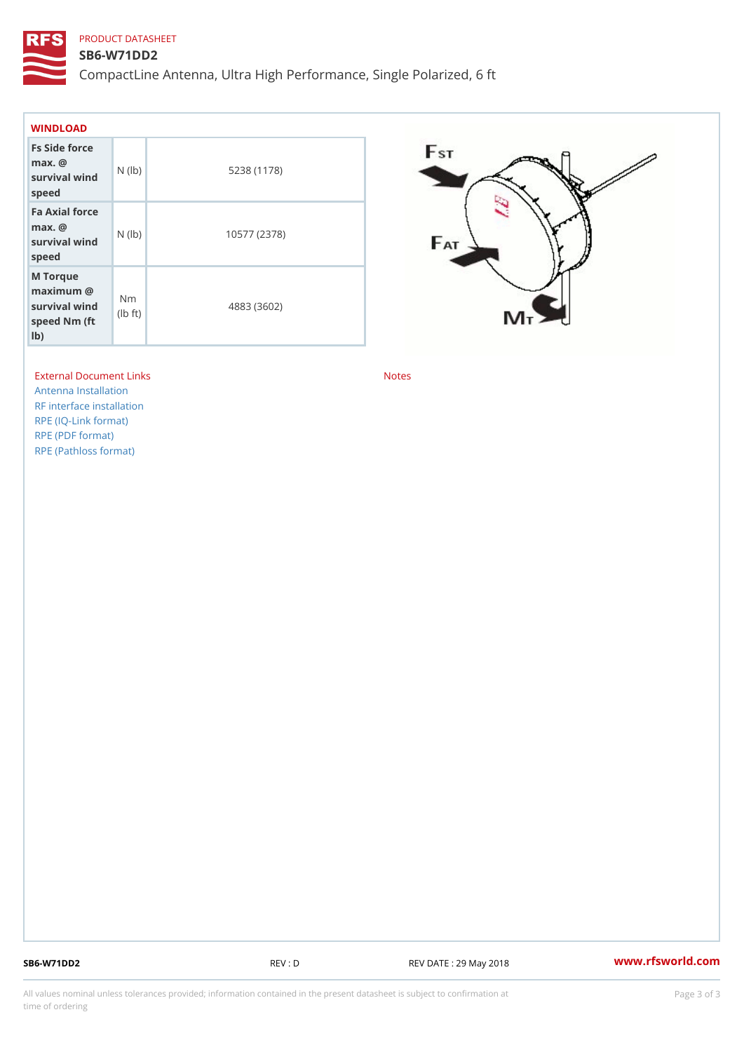PRODUCT DATASHEET

# SB6-W71DD2

CompactLine Antenna, Ultra High Performance, Single Polarized, 6 ft

## WINDLOAD

| | | |
|---|---|---|
| Fs Side force max. @ survival wind speed | N (lb) | 5238 (1178) |
| Fa Axial force max. @ survival wind speed | N (lb) | 10577 (2378) |
| M Torque maximum @ survival wind speed Nm (ft lb) | Nm (lb ft) | 4883 (3602) |

FST

FAT

MT

### External Document Links

Antenna Installation

RF interface installation

RPE (IQ-Link format)

RPE (PDF format)

RPE (Pathloss format)

### Notes

SB6-W71DD2 REV : D REV DATE : 29 May 2018 www.rfsworld.com

All values nominal unless tolerances provided; information contained in the present datasheet is subject to confirmation at time of ordering